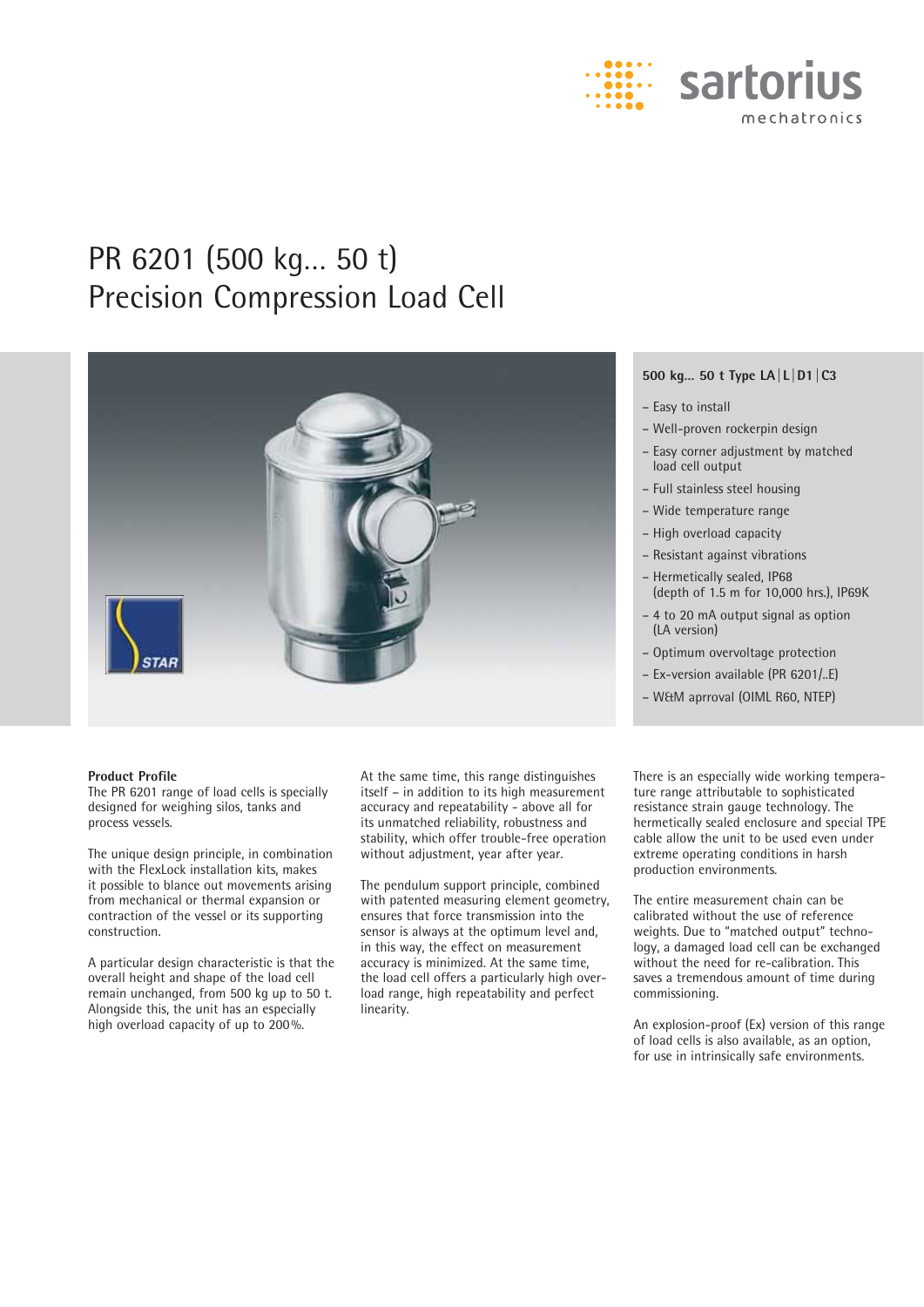sartorius mechatronics

# PR 6201 (500 kg... 50 t) Precision Compression Load Cell

**500 kg... 50 t Type LA | L | D1 | C3**

- Easy to install
- Well-proven rockerpin design
- Easy corner adjustment by matched load cell output
- Full stainless steel housing
- Wide temperature range
- High overload capacity
- Resistant against vibrations
- Hermetically sealed, IP68 (depth of 1.5 m for 10,000 hrs.), IP69K
- 4 to 20 mA output signal as option (LA version)
- Optimum overvoltage protection
- Ex-version available (PR 6201/..E)
- W&M aprroval (OIML R60, NTEP)

**Product Profile**
The PR 6201 range of load cells is specially designed for weighing silos, tanks and process vessels.

The unique design principle, in combination with the FlexLock installation kits, makes it possible to blance out movements arising from mechanical or thermal expansion or contraction of the vessel or its supporting construction.

A particular design characteristic is that the overall height and shape of the load cell remain unchanged, from 500 kg up to 50 t. Alongside this, the unit has an especially high overload capacity of up to 200%.

At the same time, this range distinguishes itself – in addition to its high measurement accuracy and repeatability - above all for its unmatched reliability, robustness and stability, which offer trouble-free operation without adjustment, year after year.

The pendulum support principle, combined with patented measuring element geometry, ensures that force transmission into the sensor is always at the optimum level and, in this way, the effect on measurement accuracy is minimized. At the same time, the load cell offers a particularly high overload range, high repeatability and perfect linearity.

There is an especially wide working temperature range attributable to sophisticated resistance strain gauge technology. The hermetically sealed enclosure and special TPE cable allow the unit to be used even under extreme operating conditions in harsh production environments.

The entire measurement chain can be calibrated without the use of reference weights. Due to "matched output" technology, a damaged load cell can be exchanged without the need for re-calibration. This saves a tremendous amount of time during commissioning.

An explosion-proof (Ex) version of this range of load cells is also available, as an option, for use in intrinsically safe environments.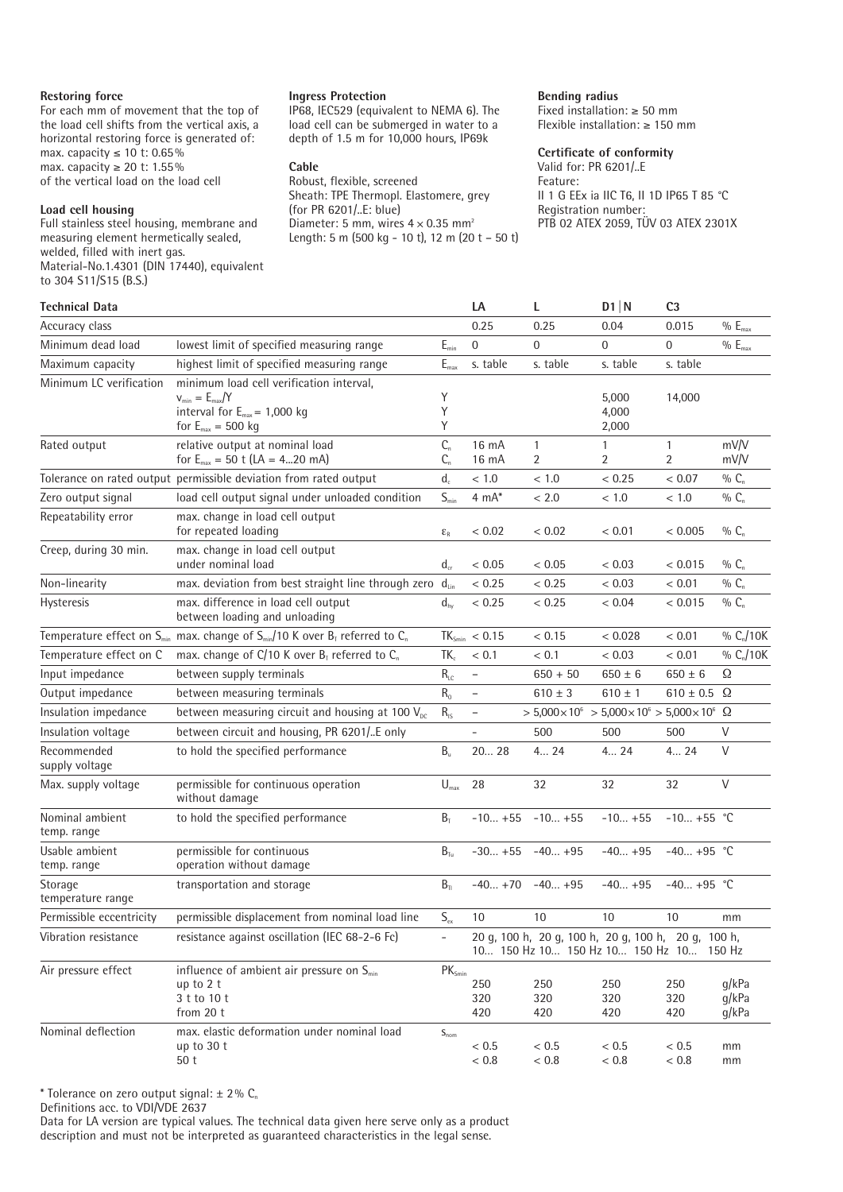**Restoring force**

For each mm of movement that the top of the load cell shifts from the vertical axis, a horizontal restoring force is generated of:
max. capacity ≤ 10 t: 0.65%
max. capacity ≥ 20 t: 1.55%
of the vertical load on the load cell

**Load cell housing**

Full stainless steel housing, membrane and measuring element hermetically sealed, welded, filled with inert gas.
Material-No.1.4301 (DIN 17440), equivalent to 304 S11/S15 (B.S.)

**Ingress Protection**

IP68, IEC529 (equivalent to NEMA 6). The load cell can be submerged in water to a depth of 1.5 m for 10,000 hours, IP69k

**Cable**

Robust, flexible, screened
Sheath: TPE Thermopl. Elastomere, grey (for PR 6201/..E: blue)
Diameter: 5 mm, wires 4 × 0.35 mm²
Length: 5 m (500 kg - 10 t), 12 m (20 t – 50 t)

**Bending radius**

Fixed installation: ≥ 50 mm
Flexible installation: ≥ 150 mm

**Certificate of conformity**

Valid for: PR 6201/..E
Feature:
II 1 G EEx ia IIC T6, II 1D IP65 T 85 °C
Registration number:
PTB 02 ATEX 2059, TÜV 03 ATEX 2301X

| Technical Data | | | LA | L | D1 \| N | C3 | |
|---|---|---|---|---|---|---|---|
| Accuracy class | | | 0.25 | 0.25 | 0.04 | 0.015 | % $E_{max}$ |
| Minimum dead load | lowest limit of specified measuring range | $E_{min}$ | 0 | 0 | 0 | 0 | % $E_{max}$ |
| Maximum capacity | highest limit of specified measuring range | $E_{max}$ | s. table | s. table | s. table | s. table | |
| Minimum LC verification | minimum load cell verification interval, $v_{min} = E_{max}/Y$ | Y | | | 5,000 | 14,000 | |
| | interval for $E_{max}$ = 1,000 kg | Y | | | 4,000 | | |
| | for $E_{max}$ = 500 kg | Y | | | 2,000 | | |
| Rated output | relative output at nominal load | $C_n$ | 16 mA | 1 | 1 | 1 | mV/V |
| | for $E_{max}$ = 50 t (LA = 4...20 mA) | $C_n$ | 16 mA | 2 | 2 | 2 | mV/V |
| Tolerance on rated output | permissible deviation from rated output | $d_c$ | < 1.0 | < 1.0 | < 0.25 | < 0.07 | % $C_n$ |
| Zero output signal | load cell output signal under unloaded condition | $S_{min}$ | 4 mA* | < 2.0 | < 1.0 | < 1.0 | % $C_n$ |
| Repeatability error | max. change in load cell output for repeated loading | $\varepsilon_R$ | < 0.02 | < 0.02 | < 0.01 | < 0.005 | % $C_n$ |
| Creep, during 30 min. | max. change in load cell output under nominal load | $d_{cr}$ | < 0.05 | < 0.05 | < 0.03 | < 0.015 | % $C_n$ |
| Non-linearity | max. deviation from best straight line through zero | $d_{Lin}$ | < 0.25 | < 0.25 | < 0.03 | < 0.01 | % $C_n$ |
| Hysteresis | max. difference in load cell output between loading and unloading | $d_{hy}$ | < 0.25 | < 0.25 | < 0.04 | < 0.015 | % $C_n$ |
| Temperature effect on $S_{min}$ | max. change of $S_{min}$/10 K over $B_T$ referred to $C_n$ | $TK_{Smin}$ | < 0.15 | < 0.15 | < 0.028 | < 0.01 | % $C_n$/10K |
| Temperature effect on C | max. change of C/10 K over $B_T$ referred to $C_n$ | $TK_c$ | < 0.1 | < 0.1 | < 0.03 | < 0.01 | % $C_n$/10K |
| Input impedance | between supply terminals | $R_{LC}$ | – | 650 + 50 | 650 ± 6 | 650 ± 6 | Ω |
| Output impedance | between measuring terminals | $R_0$ | – | 610 ± 3 | 610 ± 1 | 610 ± 0.5 | Ω |
| Insulation impedance | between measuring circuit and housing at 100 $V_{DC}$ | $R_{IS}$ | – | > 5,000×10⁶ | > 5,000×10⁶ | > 5,000×10⁶ | Ω |
| Insulation voltage | between circuit and housing, PR 6201/..E only | | – | 500 | 500 | 500 | V |
| Recommended supply voltage | to hold the specified performance | $B_u$ | 20... 28 | 4... 24 | 4... 24 | 4... 24 | V |
| Max. supply voltage | permissible for continuous operation without damage | $U_{max}$ | 28 | 32 | 32 | 32 | V |
| Nominal ambient temp. range | to hold the specified performance | $B_T$ | -10... +55 | -10... +55 | -10... +55 | -10... +55 | °C |
| Usable ambient temp. range | permissible for continuous operation without damage | $B_{Tu}$ | -30... +55 | -40... +95 | -40... +95 | -40... +95 | °C |
| Storage temperature range | transportation and storage | $B_{Tl}$ | -40... +70 | -40... +95 | -40... +95 | -40... +95 | °C |
| Permissible eccentricity | permissible displacement from nominal load line | $S_{ex}$ | 10 | 10 | 10 | 10 | mm |
| Vibration resistance | resistance against oscillation (IEC 68-2-6 Fc) | – | 20 g, 100 h, 10... 150 Hz | 20 g, 100 h, 10... 150 Hz | 20 g, 100 h, 10... 150 Hz | 20 g, 100 h, 10... 150 Hz | |
| Air pressure effect | influence of ambient air pressure on $S_{min}$ | $PK_{Smin}$ | | | | | |
| | up to 2 t | | 250 | 250 | 250 | 250 | g/kPa |
| | 3 t to 10 t | | 320 | 320 | 320 | 320 | g/kPa |
| | from 20 t | | 420 | 420 | 420 | 420 | g/kPa |
| Nominal deflection | max. elastic deformation under nominal load | $s_{nom}$ | | | | | |
| | up to 30 t | | < 0.5 | < 0.5 | < 0.5 | < 0.5 | mm |
| | 50 t | | < 0.8 | < 0.8 | < 0.8 | < 0.8 | mm |

* Tolerance on zero output signal: ± 2% $C_n$

Definitions acc. to VDI/VDE 2637

Data for LA version are typical values. The technical data given here serve only as a product description and must not be interpreted as guaranteed characteristics in the legal sense.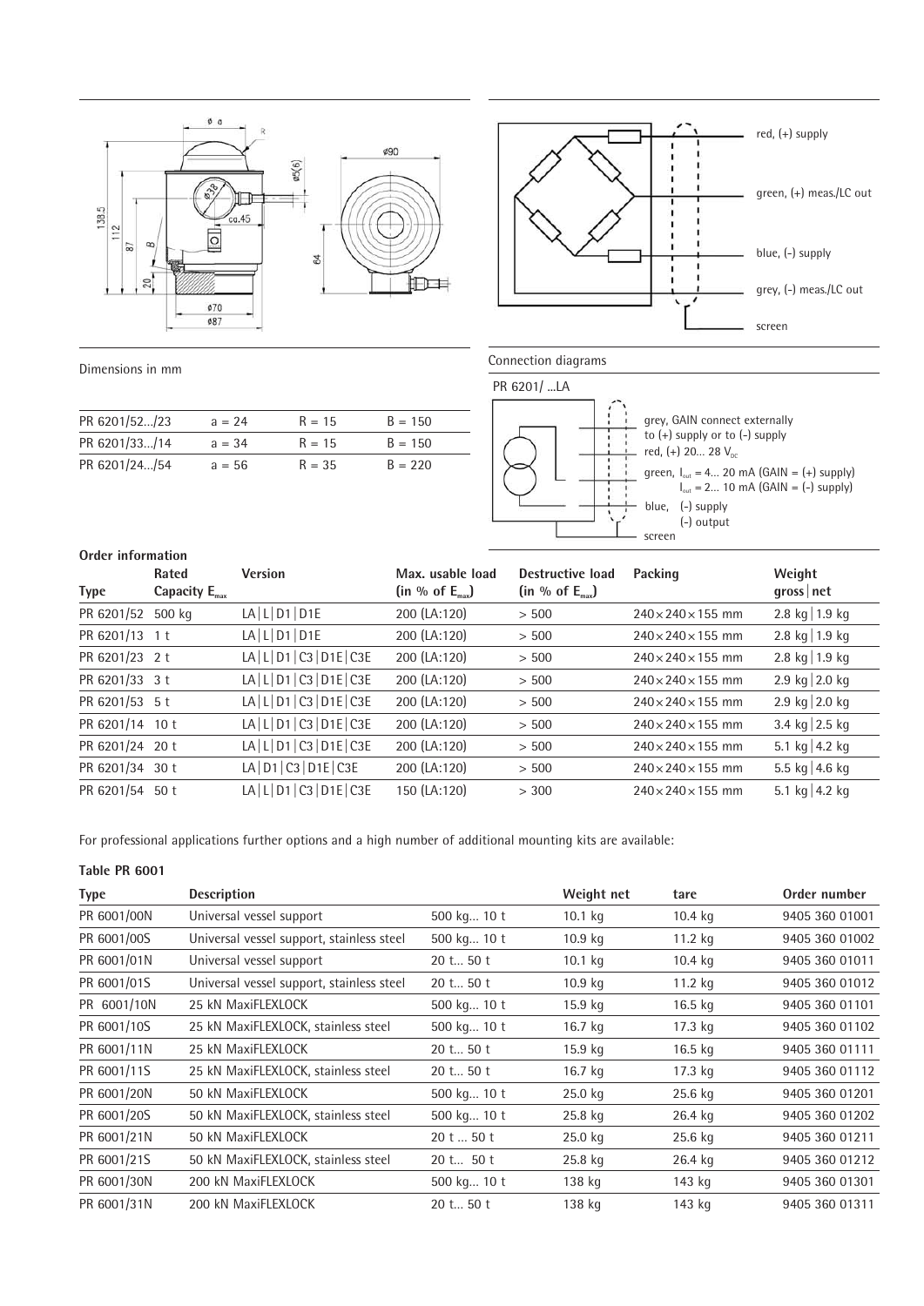ø a

R

ø5(6)

ø90

ø38

ca.45

138.5

112

87

B

20

64

ø70

ø87

red, (+) supply

green, (+) meas./LC out

blue, (-) supply

grey, (-) meas./LC out

screen

Dimensions in mm

| | | | |
|---|---|---|---|
| PR 6201/52.../23 | a = 24 | R = 15 | B = 150 |
| PR 6201/33.../14 | a = 34 | R = 15 | B = 150 |
| PR 6201/24.../54 | a = 56 | R = 35 | B = 220 |

Connection diagrams

PR 6201/ ...LA

grey, GAIN connect externally to (+) supply or to (-) supply

red, (+) 20... 28 $V_{DC}$

green, $I_{out}$ = 4... 20 mA (GAIN = (+) supply)
$I_{out}$ = 2... 10 mA (GAIN = (-) supply)

blue, (-) supply
(-) output

screen

**Order information**

| Type | Rated Capacity $E_{max}$ | Version | Max. usable load (in % of $E_{max}$) | Destructive load (in % of $E_{max}$) | Packing | Weight gross\|net |
|---|---|---|---|---|---|---|
| PR 6201/52 | 500 kg | LA\|L\|D1\|D1E | 200 (LA:120) | > 500 | 240×240×155 mm | 2.8 kg\|1.9 kg |
| PR 6201/13 | 1 t | LA\|L\|D1\|D1E | 200 (LA:120) | > 500 | 240×240×155 mm | 2.8 kg\|1.9 kg |
| PR 6201/23 | 2 t | LA\|L\|D1\|C3\|D1E\|C3E | 200 (LA:120) | > 500 | 240×240×155 mm | 2.8 kg\|1.9 kg |
| PR 6201/33 | 3 t | LA\|L\|D1\|C3\|D1E\|C3E | 200 (LA:120) | > 500 | 240×240×155 mm | 2.9 kg\|2.0 kg |
| PR 6201/53 | 5 t | LA\|L\|D1\|C3\|D1E\|C3E | 200 (LA:120) | > 500 | 240×240×155 mm | 2.9 kg\|2.0 kg |
| PR 6201/14 | 10 t | LA\|L\|D1\|C3\|D1E\|C3E | 200 (LA:120) | > 500 | 240×240×155 mm | 3.4 kg\|2.5 kg |
| PR 6201/24 | 20 t | LA\|L\|D1\|C3\|D1E\|C3E | 200 (LA:120) | > 500 | 240×240×155 mm | 5.1 kg\|4.2 kg |
| PR 6201/34 | 30 t | LA\|D1\|C3\|D1E\|C3E | 200 (LA:120) | > 500 | 240×240×155 mm | 5.5 kg\|4.6 kg |
| PR 6201/54 | 50 t | LA\|L\|D1\|C3\|D1E\|C3E | 150 (LA:120) | > 300 | 240×240×155 mm | 5.1 kg\|4.2 kg |

For professional applications further options and a high number of additional mounting kits are available:

**Table PR 6001**

| Type | Description | | Weight net | tare | Order number |
|---|---|---|---|---|---|
| PR 6001/00N | Universal vessel support | 500 kg... 10 t | 10.1 kg | 10.4 kg | 9405 360 01001 |
| PR 6001/00S | Universal vessel support, stainless steel | 500 kg... 10 t | 10.9 kg | 11.2 kg | 9405 360 01002 |
| PR 6001/01N | Universal vessel support | 20 t... 50 t | 10.1 kg | 10.4 kg | 9405 360 01011 |
| PR 6001/01S | Universal vessel support, stainless steel | 20 t... 50 t | 10.9 kg | 11.2 kg | 9405 360 01012 |
| PR 6001/10N | 25 kN MaxiFLEXLOCK | 500 kg... 10 t | 15.9 kg | 16.5 kg | 9405 360 01101 |
| PR 6001/10S | 25 kN MaxiFLEXLOCK, stainless steel | 500 kg... 10 t | 16.7 kg | 17.3 kg | 9405 360 01102 |
| PR 6001/11N | 25 kN MaxiFLEXLOCK | 20 t... 50 t | 15.9 kg | 16.5 kg | 9405 360 01111 |
| PR 6001/11S | 25 kN MaxiFLEXLOCK, stainless steel | 20 t... 50 t | 16.7 kg | 17.3 kg | 9405 360 01112 |
| PR 6001/20N | 50 kN MaxiFLEXLOCK | 500 kg... 10 t | 25.0 kg | 25.6 kg | 9405 360 01201 |
| PR 6001/20S | 50 kN MaxiFLEXLOCK, stainless steel | 500 kg... 10 t | 25.8 kg | 26.4 kg | 9405 360 01202 |
| PR 6001/21N | 50 kN MaxiFLEXLOCK | 20 t ... 50 t | 25.0 kg | 25.6 kg | 9405 360 01211 |
| PR 6001/21S | 50 kN MaxiFLEXLOCK, stainless steel | 20 t... 50 t | 25.8 kg | 26.4 kg | 9405 360 01212 |
| PR 6001/30N | 200 kN MaxiFLEXLOCK | 500 kg... 10 t | 138 kg | 143 kg | 9405 360 01301 |
| PR 6001/31N | 200 kN MaxiFLEXLOCK | 20 t... 50 t | 138 kg | 143 kg | 9405 360 01311 |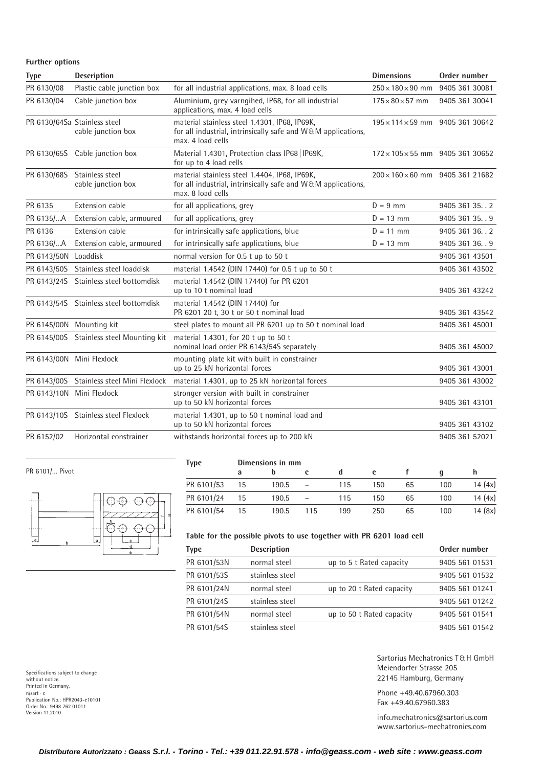**Further options**

| Type | Description | | Dimensions | Order number |
|---|---|---|---|---|
| PR 6130/08 | Plastic cable junction box | for all industrial applications, max. 8 load cells | 250×180×90 mm | 9405 361 30081 |
| PR 6130/04 | Cable junction box | Aluminium, grey varngihed, IP68, for all industrial applications, max. 4 load cells | 175×80×57 mm | 9405 361 30041 |
| PR 6130/64Sa | Stainless steel cable junction box | material stainless steel 1.4301, IP68, IP69K, for all industrial, intrinsically safe and W&M applications, max. 4 load cells | 195×114×59 mm | 9405 361 30642 |
| PR 6130/65S | Cable junction box | Material 1.4301, Protection class IP68 \| IP69K, for up to 4 load cells | 172×105×55 mm | 9405 361 30652 |
| PR 6130/68S | Stainless steel cable junction box | material stainless steel 1.4404, IP68, IP69K, for all industrial, intrinsically safe and W&M applications, max. 8 load cells | 200×160×60 mm | 9405 361 21682 |
| PR 6135 | Extension cable | for all applications, grey | D = 9 mm | 9405 361 35. . 2 |
| PR 6135/...A | Extension cable, armoured | for all applications, grey | D = 13 mm | 9405 361 35. . 9 |
| PR 6136 | Extension cable | for intrinsically safe applications, blue | D = 11 mm | 9405 361 36. . 2 |
| PR 6136/...A | Extension cable, armoured | for intrinsically safe applications, blue | D = 13 mm | 9405 361 36. . 9 |
| PR 6143/50N | Loaddisk | normal version for 0.5 t up to 50 t | | 9405 361 43501 |
| PR 6143/50S | Stainless steel loaddisk | material 1.4542 (DIN 17440) for 0.5 t up to 50 t | | 9405 361 43502 |
| PR 6143/24S | Stainless steel bottomdisk | material 1.4542 (DIN 17440) for PR 6201 up to 10 t nominal load | | 9405 361 43242 |
| PR 6143/54S | Stainless steel bottomdisk | material 1.4542 (DIN 17440) for PR 6201 20 t, 30 t or 50 t nominal load | | 9405 361 43542 |
| PR 6145/00N | Mounting kit | steel plates to mount all PR 6201 up to 50 t nominal load | | 9405 361 45001 |
| PR 6145/00S | Stainless steel Mounting kit | material 1.4301, for 20 t up to 50 t nominal load order PR 6143/54S separately | | 9405 361 45002 |
| PR 6143/00N | Mini Flexlock | mounting plate kit with built in constrainer up to 25 kN horizontal forces | | 9405 361 43001 |
| PR 6143/00S | Stainless steel Mini Flexlock | material 1.4301, up to 25 kN horizontal forces | | 9405 361 43002 |
| PR 6143/10N | Mini Flexlock | stronger version with built in constrainer up to 50 kN horizontal forces | | 9405 361 43101 |
| PR 6143/10S | Stainless steel Flexlock | material 1.4301, up to 50 t nominal load and up to 50 kN horizontal forces | | 9405 361 43102 |
| PR 6152/02 | Horizontal constrainer | withstands horizontal forces up to 200 kN | | 9405 361 52021 |

PR 6101/... Pivot

a
b
a
c
d
e
f
g
h

| Type | Dimensions in mm | | | | | | | |
|---|---|---|---|---|---|---|---|---|
| | a | b | c | d | e | f | g | h |
| PR 6101/53 | 15 | 190.5 | – | 115 | 150 | 65 | 100 | 14 (4x) |
| PR 6101/24 | 15 | 190.5 | – | 115 | 150 | 65 | 100 | 14 (4x) |
| PR 6101/54 | 15 | 190.5 | 115 | 199 | 250 | 65 | 100 | 14 (8x) |

**Table for the possible pivots to use together with PR 6201 load cell**

| Type | Description | | Order number |
|---|---|---|---|
| PR 6101/53N | normal steel | up to 5 t Rated capacity | 9405 561 01531 |
| PR 6101/53S | stainless steel | | 9405 561 01532 |
| PR 6101/24N | normal steel | up to 20 t Rated capacity | 9405 561 01241 |
| PR 6101/24S | stainless steel | | 9405 561 01242 |
| PR 6101/54N | normal steel | up to 50 t Rated capacity | 9405 561 01541 |
| PR 6101/54S | stainless steel | | 9405 561 01542 |

Specifications subject to change without notice.
Printed in Germany.
n/sart · c
Publication No.: HPR2043-e10101
Order No.: 9498 762 01011
Version 11.2010

Sartorius Mechatronics T&H GmbH
Meiendorfer Strasse 205
22145 Hamburg, Germany

Phone +49.40.67960.303
Fax +49.40.67960.383

info.mechatronics@sartorius.com
www.sartorius-mechatronics.com

*Distributore Autorizzato : Geass S.r.l. - Torino - Tel.: +39 011.22.91.578 - info@geass.com - web site : www.geass.com*